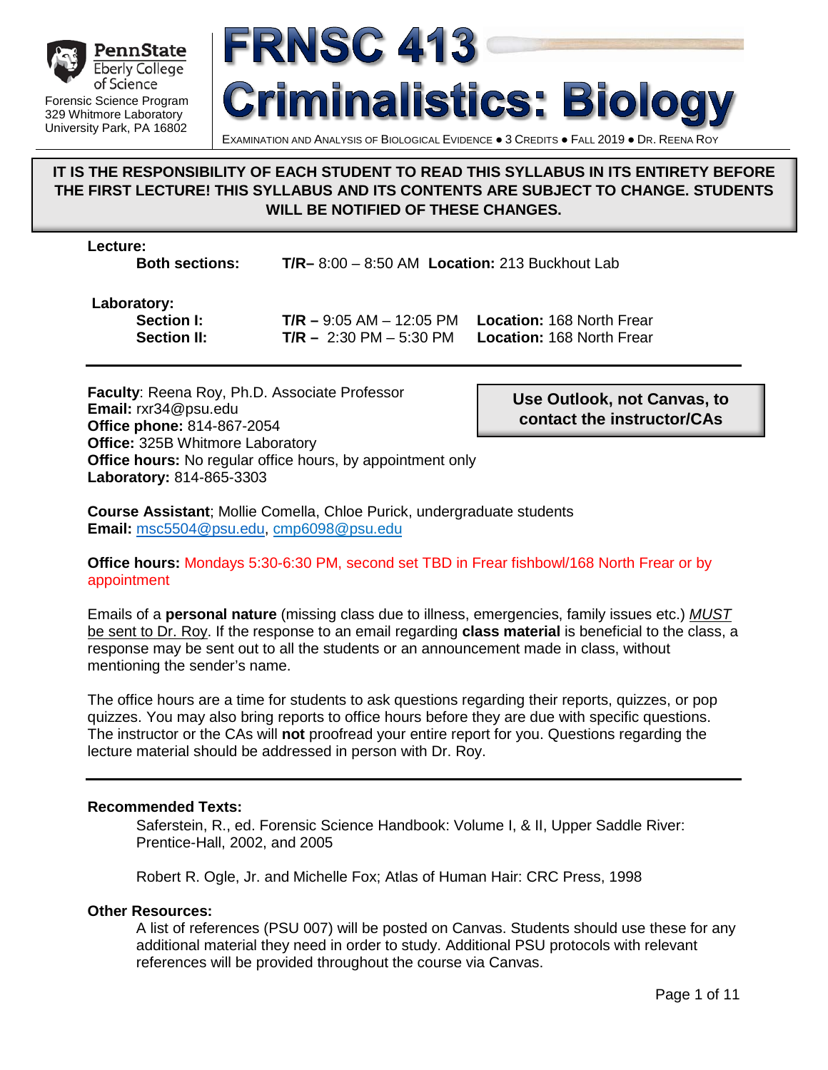PennState Eberly College of Science
Forensic Science Program
329 Whitmore Laboratory
University Park, PA 16802

# FRNSC 413 Criminalistics: Biology

EXAMINATION AND ANALYSIS OF BIOLOGICAL EVIDENCE ● 3 CREDITS ● FALL 2019 ● DR. REENA ROY

**IT IS THE RESPONSIBILITY OF EACH STUDENT TO READ THIS SYLLABUS IN ITS ENTIRETY BEFORE THE FIRST LECTURE! THIS SYLLABUS AND ITS CONTENTS ARE SUBJECT TO CHANGE. STUDENTS WILL BE NOTIFIED OF THESE CHANGES.**

**Lecture:**

**Both sections:** **T/R–** 8:00 – 8:50 AM **Location:** 213 Buckhout Lab

**Laboratory:**

**Section I:** **T/R –** 9:05 AM – 12:05 PM **Location:** 168 North Frear

**Section II:** **T/R –** 2:30 PM – 5:30 PM **Location:** 168 North Frear

---

**Use Outlook, not Canvas, to contact the instructor/CAs**

**Faculty**: Reena Roy, Ph.D. Associate Professor
**Email:** rxr34@psu.edu
**Office phone:** 814-867-2054
**Office:** 325B Whitmore Laboratory
**Office hours:** No regular office hours, by appointment only
**Laboratory:** 814-865-3303

**Course Assistant**; Mollie Comella, Chloe Purick, undergraduate students
**Email:** msc5504@psu.edu, cmp6098@psu.edu

**Office hours:** Mondays 5:30-6:30 PM, second set TBD in Frear fishbowl/168 North Frear or by appointment

Emails of a **personal nature** (missing class due to illness, emergencies, family issues etc.) *MUST* be sent to Dr. Roy. If the response to an email regarding **class material** is beneficial to the class, a response may be sent out to all the students or an announcement made in class, without mentioning the sender's name.

The office hours are a time for students to ask questions regarding their reports, quizzes, or pop quizzes. You may also bring reports to office hours before they are due with specific questions. The instructor or the CAs will **not** proofread your entire report for you. Questions regarding the lecture material should be addressed in person with Dr. Roy.

---

**Recommended Texts:**

Saferstein, R., ed. Forensic Science Handbook: Volume I, & II, Upper Saddle River: Prentice-Hall, 2002, and 2005

Robert R. Ogle, Jr. and Michelle Fox; Atlas of Human Hair: CRC Press, 1998

**Other Resources:**

A list of references (PSU 007) will be posted on Canvas. Students should use these for any additional material they need in order to study. Additional PSU protocols with relevant references will be provided throughout the course via Canvas.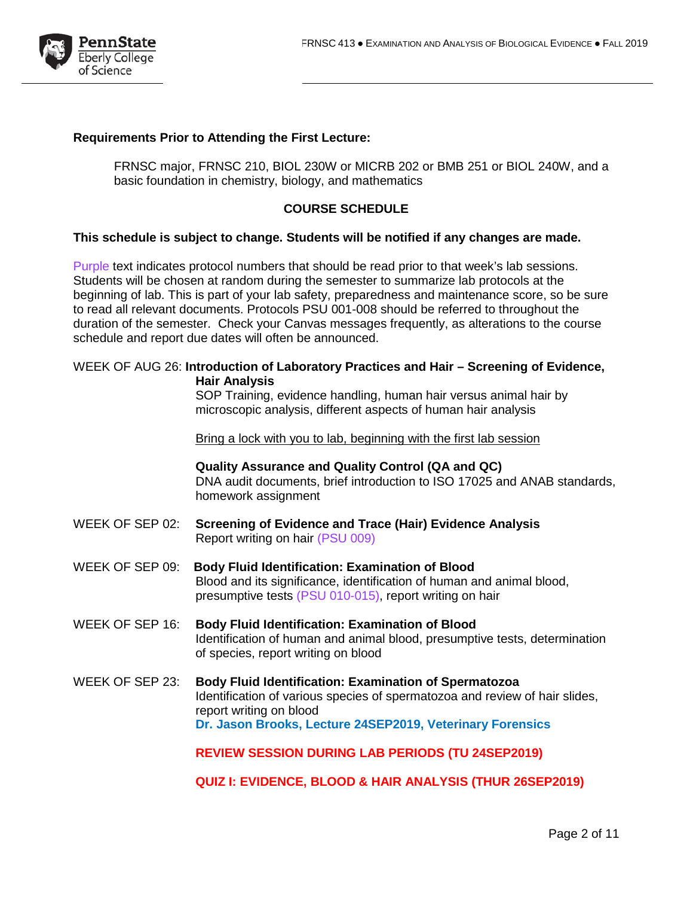**Requirements Prior to Attending the First Lecture:**

FRNSC major, FRNSC 210, BIOL 230W or MICRB 202 or BMB 251 or BIOL 240W, and a basic foundation in chemistry, biology, and mathematics

## COURSE SCHEDULE

**This schedule is subject to change. Students will be notified if any changes are made.**

Purple text indicates protocol numbers that should be read prior to that week's lab sessions. Students will be chosen at random during the semester to summarize lab protocols at the beginning of lab. This is part of your lab safety, preparedness and maintenance score, so be sure to read all relevant documents. Protocols PSU 001-008 should be referred to throughout the duration of the semester. Check your Canvas messages frequently, as alterations to the course schedule and report due dates will often be announced.

WEEK OF AUG 26: **Introduction of Laboratory Practices and Hair – Screening of Evidence, Hair Analysis**
SOP Training, evidence handling, human hair versus animal hair by microscopic analysis, different aspects of human hair analysis

Bring a lock with you to lab, beginning with the first lab session

**Quality Assurance and Quality Control (QA and QC)**
DNA audit documents, brief introduction to ISO 17025 and ANAB standards, homework assignment

WEEK OF SEP 02: **Screening of Evidence and Trace (Hair) Evidence Analysis**
Report writing on hair (PSU 009)

WEEK OF SEP 09: **Body Fluid Identification: Examination of Blood**
Blood and its significance, identification of human and animal blood, presumptive tests (PSU 010-015), report writing on hair

WEEK OF SEP 16: **Body Fluid Identification: Examination of Blood**
Identification of human and animal blood, presumptive tests, determination of species, report writing on blood

WEEK OF SEP 23: **Body Fluid Identification: Examination of Spermatozoa**
Identification of various species of spermatozoa and review of hair slides, report writing on blood
**Dr. Jason Brooks, Lecture 24SEP2019, Veterinary Forensics**

**REVIEW SESSION DURING LAB PERIODS (TU 24SEP2019)**

**QUIZ I: EVIDENCE, BLOOD & HAIR ANALYSIS (THUR 26SEP2019)**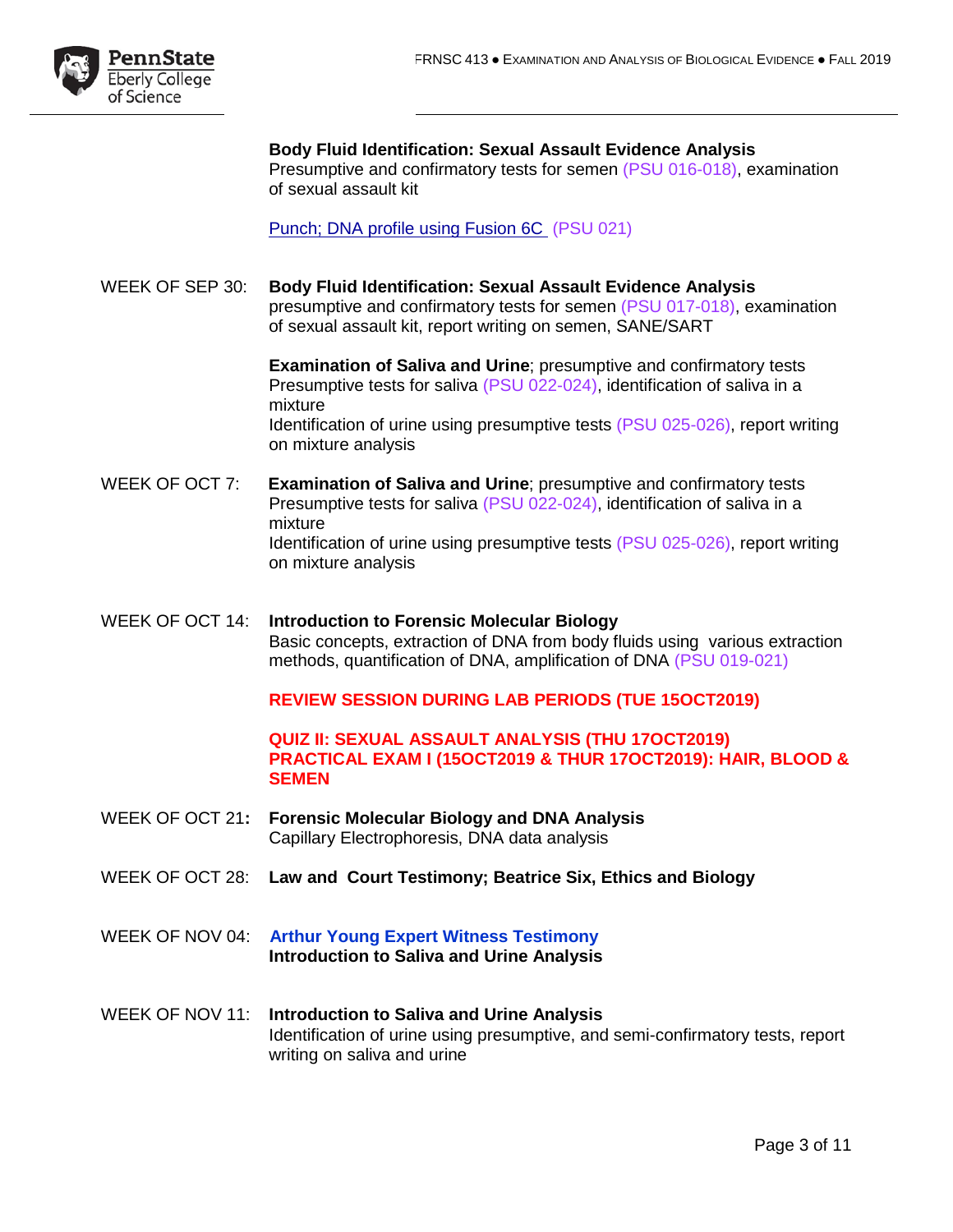**Body Fluid Identification: Sexual Assault Evidence Analysis**
Presumptive and confirmatory tests for semen (PSU 016-018), examination of sexual assault kit

Punch; DNA profile using Fusion 6C (PSU 021)

WEEK OF SEP 30: **Body Fluid Identification: Sexual Assault Evidence Analysis**
presumptive and confirmatory tests for semen (PSU 017-018), examination of sexual assault kit, report writing on semen, SANE/SART

**Examination of Saliva and Urine**; presumptive and confirmatory tests
Presumptive tests for saliva (PSU 022-024), identification of saliva in a mixture
Identification of urine using presumptive tests (PSU 025-026), report writing on mixture analysis

WEEK OF OCT 7: **Examination of Saliva and Urine**; presumptive and confirmatory tests
Presumptive tests for saliva (PSU 022-024), identification of saliva in a mixture
Identification of urine using presumptive tests (PSU 025-026), report writing on mixture analysis

WEEK OF OCT 14: **Introduction to Forensic Molecular Biology**
Basic concepts, extraction of DNA from body fluids using various extraction methods, quantification of DNA, amplification of DNA (PSU 019-021)

**REVIEW SESSION DURING LAB PERIODS (TUE 15OCT2019)**

**QUIZ II: SEXUAL ASSAULT ANALYSIS (THU 17OCT2019)**
**PRACTICAL EXAM I (15OCT2019 & THUR 17OCT2019): HAIR, BLOOD & SEMEN**

WEEK OF OCT 21: **Forensic Molecular Biology and DNA Analysis**
Capillary Electrophoresis, DNA data analysis

WEEK OF OCT 28: **Law and Court Testimony; Beatrice Six, Ethics and Biology**

WEEK OF NOV 04: **Arthur Young Expert Witness Testimony**
**Introduction to Saliva and Urine Analysis**

WEEK OF NOV 11: **Introduction to Saliva and Urine Analysis**
Identification of urine using presumptive, and semi-confirmatory tests, report writing on saliva and urine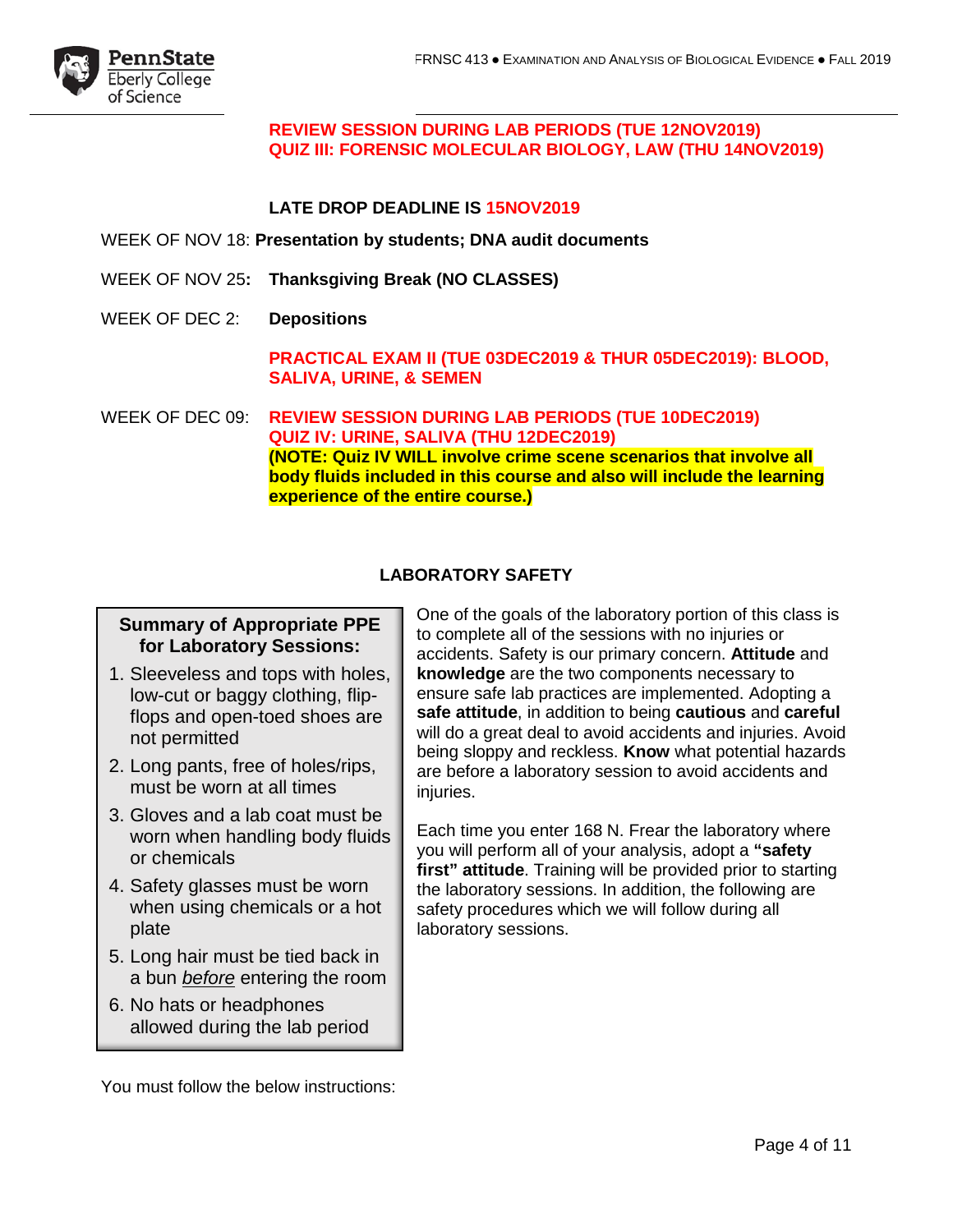**REVIEW SESSION DURING LAB PERIODS (TUE 12NOV2019)**
**QUIZ III: FORENSIC MOLECULAR BIOLOGY, LAW (THU 14NOV2019)**

**LATE DROP DEADLINE IS 15NOV2019**

WEEK OF NOV 18: **Presentation by students; DNA audit documents**

WEEK OF NOV 25**:** **Thanksgiving Break (NO CLASSES)**

WEEK OF DEC 2: **Depositions**

**PRACTICAL EXAM II (TUE 03DEC2019 & THUR 05DEC2019): BLOOD, SALIVA, URINE, & SEMEN**

WEEK OF DEC 09: **REVIEW SESSION DURING LAB PERIODS (TUE 10DEC2019)**
**QUIZ IV: URINE, SALIVA (THU 12DEC2019)**
**(NOTE: Quiz IV WILL involve crime scene scenarios that involve all body fluids included in this course and also will include the learning experience of the entire course.)**

## LABORATORY SAFETY

**Summary of Appropriate PPE for Laboratory Sessions:**

1. Sleeveless and tops with holes, low-cut or baggy clothing, flip-flops and open-toed shoes are not permitted
2. Long pants, free of holes/rips, must be worn at all times
3. Gloves and a lab coat must be worn when handling body fluids or chemicals
4. Safety glasses must be worn when using chemicals or a hot plate
5. Long hair must be tied back in a bun *before* entering the room
6. No hats or headphones allowed during the lab period

One of the goals of the laboratory portion of this class is to complete all of the sessions with no injuries or accidents. Safety is our primary concern. **Attitude** and **knowledge** are the two components necessary to ensure safe lab practices are implemented. Adopting a **safe attitude**, in addition to being **cautious** and **careful** will do a great deal to avoid accidents and injuries. Avoid being sloppy and reckless. **Know** what potential hazards are before a laboratory session to avoid accidents and injuries.

Each time you enter 168 N. Frear the laboratory where you will perform all of your analysis, adopt a **"safety first" attitude**. Training will be provided prior to starting the laboratory sessions. In addition, the following are safety procedures which we will follow during all laboratory sessions.

You must follow the below instructions: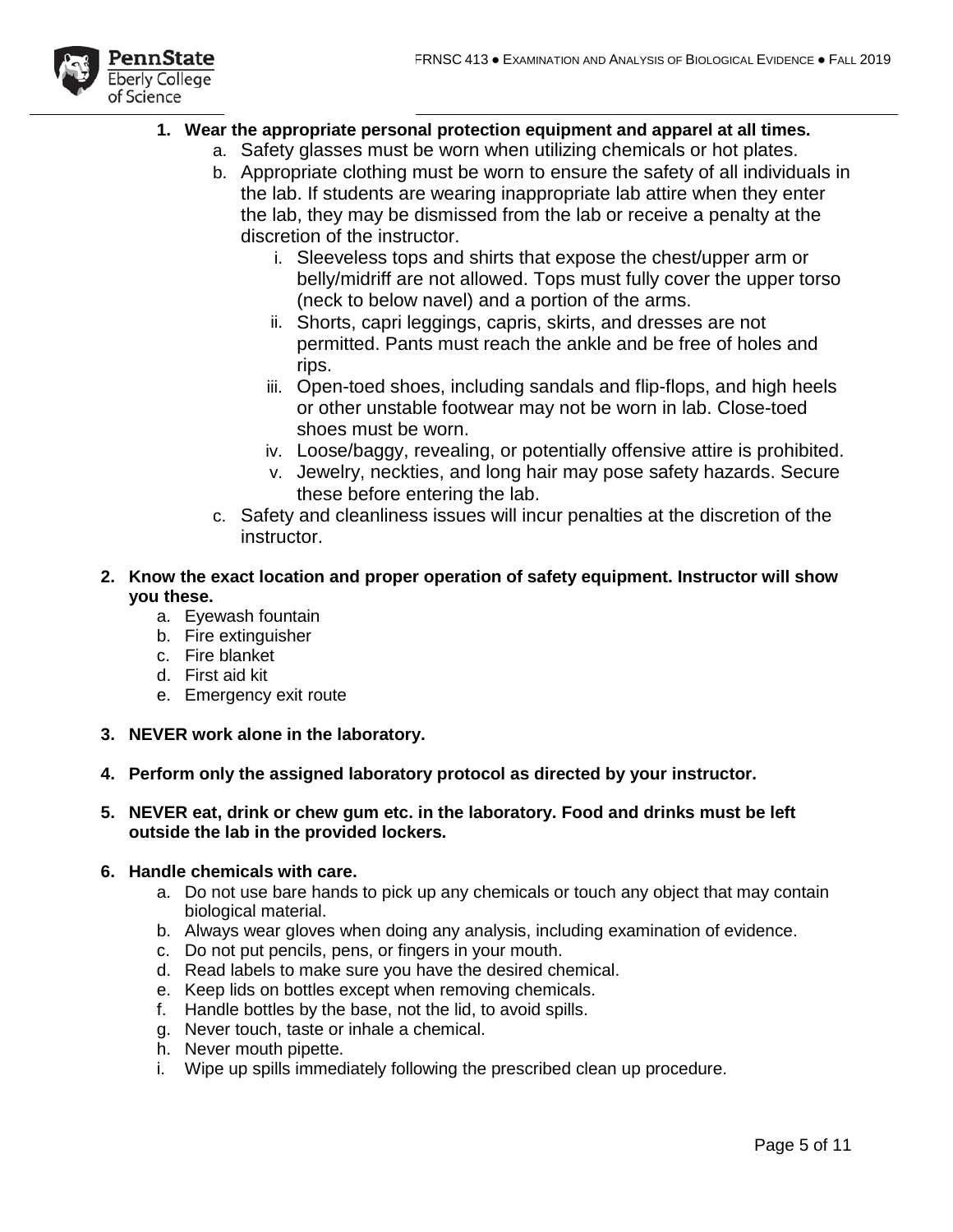1. **Wear the appropriate personal protection equipment and apparel at all times.**
    a. Safety glasses must be worn when utilizing chemicals or hot plates.
    b. Appropriate clothing must be worn to ensure the safety of all individuals in the lab. If students are wearing inappropriate lab attire when they enter the lab, they may be dismissed from the lab or receive a penalty at the discretion of the instructor.
        i. Sleeveless tops and shirts that expose the chest/upper arm or belly/midriff are not allowed. Tops must fully cover the upper torso (neck to below navel) and a portion of the arms.
        ii. Shorts, capri leggings, capris, skirts, and dresses are not permitted. Pants must reach the ankle and be free of holes and rips.
        iii. Open-toed shoes, including sandals and flip-flops, and high heels or other unstable footwear may not be worn in lab. Close-toed shoes must be worn.
        iv. Loose/baggy, revealing, or potentially offensive attire is prohibited.
        v. Jewelry, neckties, and long hair may pose safety hazards. Secure these before entering the lab.
    c. Safety and cleanliness issues will incur penalties at the discretion of the instructor.

2. **Know the exact location and proper operation of safety equipment. Instructor will show you these.**
    a. Eyewash fountain
    b. Fire extinguisher
    c. Fire blanket
    d. First aid kit
    e. Emergency exit route

3. **NEVER work alone in the laboratory.**

4. **Perform only the assigned laboratory protocol as directed by your instructor.**

5. **NEVER eat, drink or chew gum etc. in the laboratory. Food and drinks must be left outside the lab in the provided lockers.**

6. **Handle chemicals with care.**
    a. Do not use bare hands to pick up any chemicals or touch any object that may contain biological material.
    b. Always wear gloves when doing any analysis, including examination of evidence.
    c. Do not put pencils, pens, or fingers in your mouth.
    d. Read labels to make sure you have the desired chemical.
    e. Keep lids on bottles except when removing chemicals.
    f. Handle bottles by the base, not the lid, to avoid spills.
    g. Never touch, taste or inhale a chemical.
    h. Never mouth pipette.
    i. Wipe up spills immediately following the prescribed clean up procedure.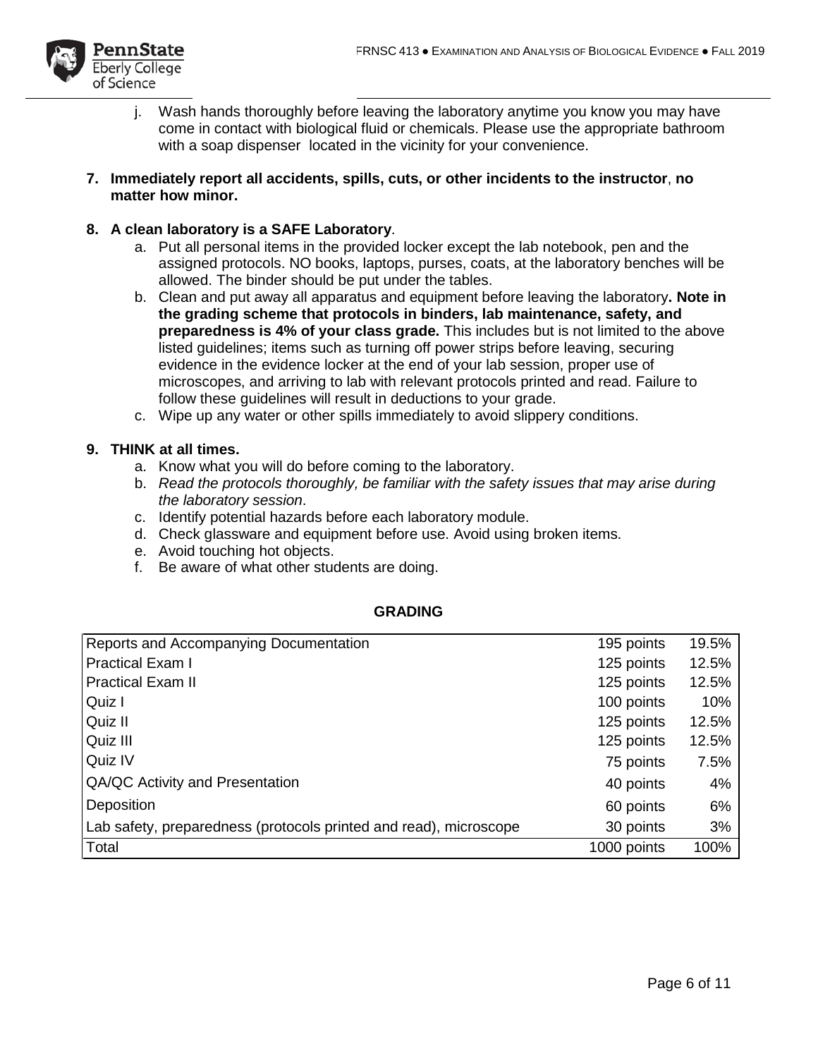j. Wash hands thoroughly before leaving the laboratory anytime you know you may have come in contact with biological fluid or chemicals. Please use the appropriate bathroom with a soap dispenser located in the vicinity for your convenience.

7. **Immediately report all accidents, spills, cuts, or other incidents to the instructor**, **no matter how minor.**

8. **A clean laboratory is a SAFE Laboratory**.
   a. Put all personal items in the provided locker except the lab notebook, pen and the assigned protocols. NO books, laptops, purses, coats, at the laboratory benches will be allowed. The binder should be put under the tables.
   b. Clean and put away all apparatus and equipment before leaving the laboratory**. Note in the grading scheme that protocols in binders, lab maintenance, safety, and preparedness is 4% of your class grade.** This includes but is not limited to the above listed guidelines; items such as turning off power strips before leaving, securing evidence in the evidence locker at the end of your lab session, proper use of microscopes, and arriving to lab with relevant protocols printed and read. Failure to follow these guidelines will result in deductions to your grade.
   c. Wipe up any water or other spills immediately to avoid slippery conditions.

9. **THINK at all times.**
   a. Know what you will do before coming to the laboratory.
   b. *Read the protocols thoroughly, be familiar with the safety issues that may arise during the laboratory session*.
   c. Identify potential hazards before each laboratory module.
   d. Check glassware and equipment before use. Avoid using broken items.
   e. Avoid touching hot objects.
   f. Be aware of what other students are doing.

## GRADING

| Item | Points | Percent |
|---|---|---|
| Reports and Accompanying Documentation | 195 points | 19.5% |
| Practical Exam I | 125 points | 12.5% |
| Practical Exam II | 125 points | 12.5% |
| Quiz I | 100 points | 10% |
| Quiz II | 125 points | 12.5% |
| Quiz III | 125 points | 12.5% |
| Quiz IV | 75 points | 7.5% |
| QA/QC Activity and Presentation | 40 points | 4% |
| Deposition | 60 points | 6% |
| Lab safety, preparedness (protocols printed and read), microscope | 30 points | 3% |
| Total | 1000 points | 100% |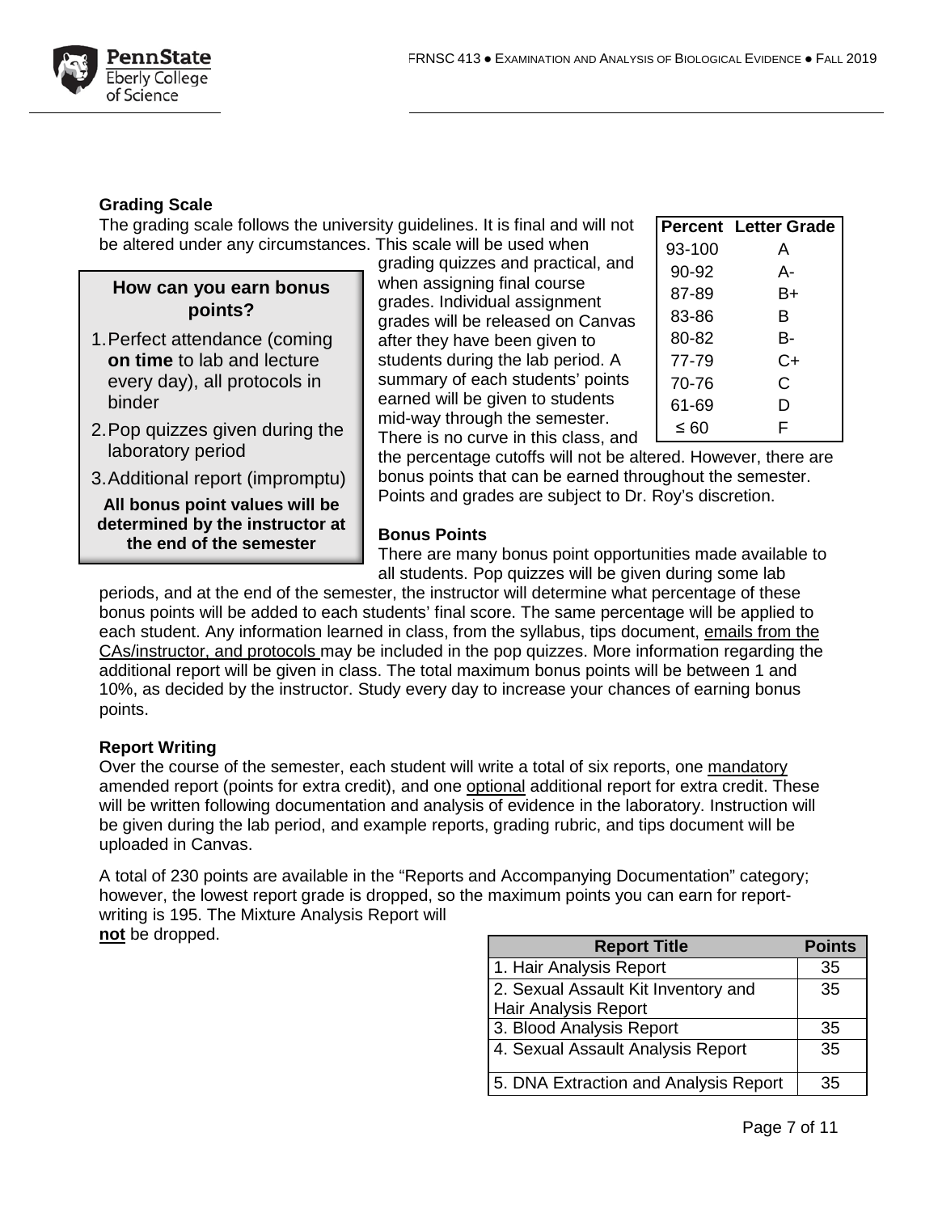### Grading Scale

The grading scale follows the university guidelines. It is final and will not be altered under any circumstances. This scale will be used when grading quizzes and practical, and when assigning final course grades. Individual assignment grades will be released on Canvas after they have been given to students during the lab period. A summary of each students' points earned will be given to students mid-way through the semester. There is no curve in this class, and the percentage cutoffs will not be altered. However, there are bonus points that can be earned throughout the semester. Points and grades are subject to Dr. Roy's discretion.

| Percent | Letter Grade |
|---|---|
| 93-100 | A |
| 90-92 | A- |
| 87-89 | B+ |
| 83-86 | B |
| 80-82 | B- |
| 77-79 | C+ |
| 70-76 | C |
| 61-69 | D |
| ≤ 60 | F |

**How can you earn bonus points?**

1. Perfect attendance (coming **on time** to lab and lecture every day), all protocols in binder
2. Pop quizzes given during the laboratory period
3. Additional report (impromptu)

**All bonus point values will be determined by the instructor at the end of the semester**

### Bonus Points

There are many bonus point opportunities made available to all students. Pop quizzes will be given during some lab periods, and at the end of the semester, the instructor will determine what percentage of these bonus points will be added to each students' final score. The same percentage will be applied to each student. Any information learned in class, from the syllabus, tips document, emails from the CAs/instructor, and protocols may be included in the pop quizzes. More information regarding the additional report will be given in class. The total maximum bonus points will be between 1 and 10%, as decided by the instructor. Study every day to increase your chances of earning bonus points.

### Report Writing

Over the course of the semester, each student will write a total of six reports, one mandatory amended report (points for extra credit), and one optional additional report for extra credit. These will be written following documentation and analysis of evidence in the laboratory. Instruction will be given during the lab period, and example reports, grading rubric, and tips document will be uploaded in Canvas.

A total of 230 points are available in the "Reports and Accompanying Documentation" category; however, the lowest report grade is dropped, so the maximum points you can earn for report-writing is 195. The Mixture Analysis Report will **not** be dropped.

| Report Title | Points |
|---|---|
| 1. Hair Analysis Report | 35 |
| 2. Sexual Assault Kit Inventory and Hair Analysis Report | 35 |
| 3. Blood Analysis Report | 35 |
| 4. Sexual Assault Analysis Report | 35 |
| 5. DNA Extraction and Analysis Report | 35 |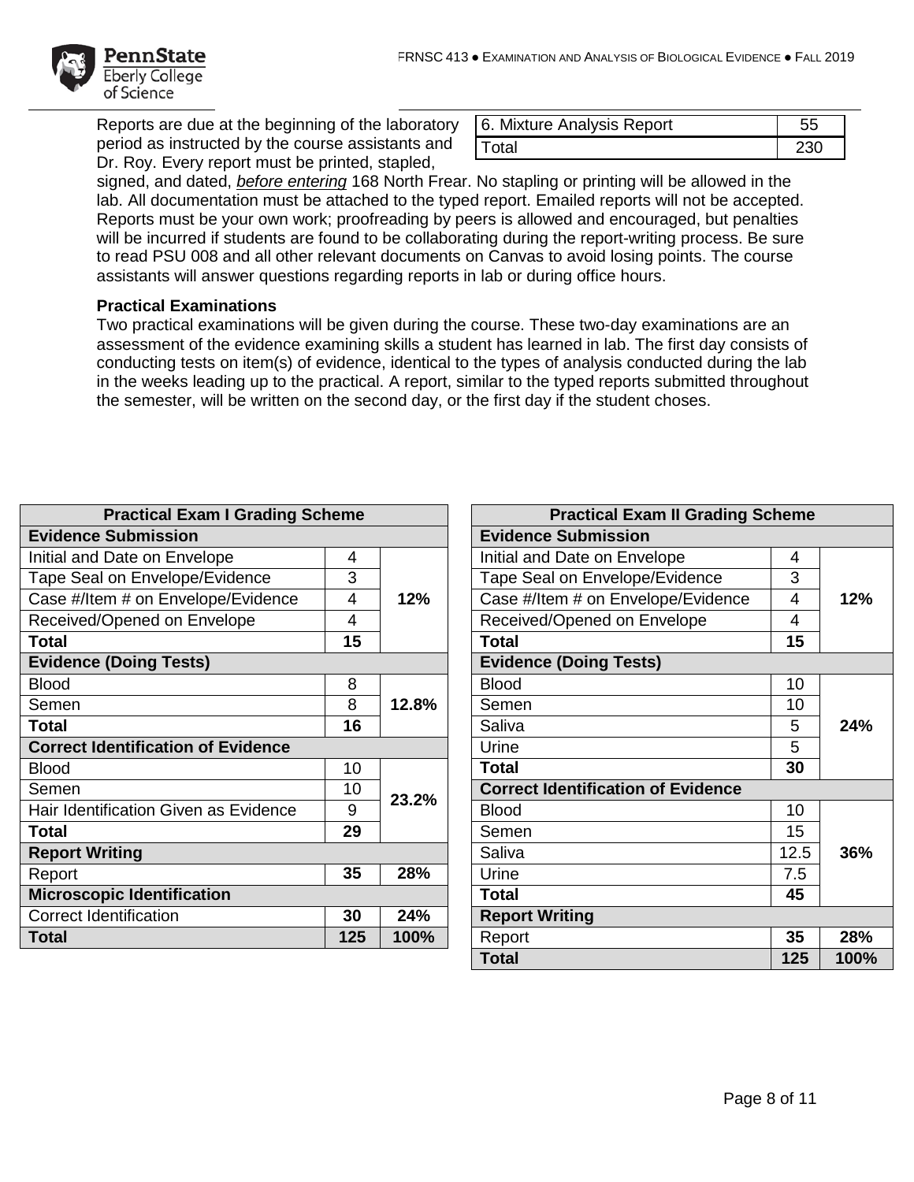| 6. Mixture Analysis Report | 55 |
|---|---|
| Total | 230 |

Reports are due at the beginning of the laboratory period as instructed by the course assistants and Dr. Roy. Every report must be printed, stapled, signed, and dated, *before entering* 168 North Frear. No stapling or printing will be allowed in the lab. All documentation must be attached to the typed report. Emailed reports will not be accepted. Reports must be your own work; proofreading by peers is allowed and encouraged, but penalties will be incurred if students are found to be collaborating during the report-writing process. Be sure to read PSU 008 and all other relevant documents on Canvas to avoid losing points. The course assistants will answer questions regarding reports in lab or during office hours.

**Practical Examinations**

Two practical examinations will be given during the course. These two-day examinations are an assessment of the evidence examining skills a student has learned in lab. The first day consists of conducting tests on item(s) of evidence, identical to the types of analysis conducted during the lab in the weeks leading up to the practical. A report, similar to the typed reports submitted throughout the semester, will be written on the second day, or the first day if the student choses.

| Practical Exam I Grading Scheme | | |
|---|---|---|
| **Evidence Submission** | | |
| Initial and Date on Envelope | 4 | |
| Tape Seal on Envelope/Evidence | 3 | |
| Case #/Item # on Envelope/Evidence | 4 | **12%** |
| Received/Opened on Envelope | 4 | |
| **Total** | **15** | |
| **Evidence (Doing Tests)** | | |
| Blood | 8 | |
| Semen | 8 | **12.8%** |
| **Total** | **16** | |
| **Correct Identification of Evidence** | | |
| Blood | 10 | |
| Semen | 10 | **23.2%** |
| Hair Identification Given as Evidence | 9 | |
| **Total** | **29** | |
| **Report Writing** | | |
| Report | **35** | **28%** |
| **Microscopic Identification** | | |
| Correct Identification | **30** | **24%** |
| **Total** | **125** | **100%** |

| Practical Exam II Grading Scheme | | |
|---|---|---|
| **Evidence Submission** | | |
| Initial and Date on Envelope | 4 | |
| Tape Seal on Envelope/Evidence | 3 | |
| Case #/Item # on Envelope/Evidence | 4 | **12%** |
| Received/Opened on Envelope | 4 | |
| **Total** | **15** | |
| **Evidence (Doing Tests)** | | |
| Blood | 10 | |
| Semen | 10 | |
| Saliva | 5 | **24%** |
| Urine | 5 | |
| **Total** | **30** | |
| **Correct Identification of Evidence** | | |
| Blood | 10 | |
| Semen | 15 | |
| Saliva | 12.5 | **36%** |
| Urine | 7.5 | |
| **Total** | **45** | |
| **Report Writing** | | |
| Report | **35** | **28%** |
| **Total** | **125** | **100%** |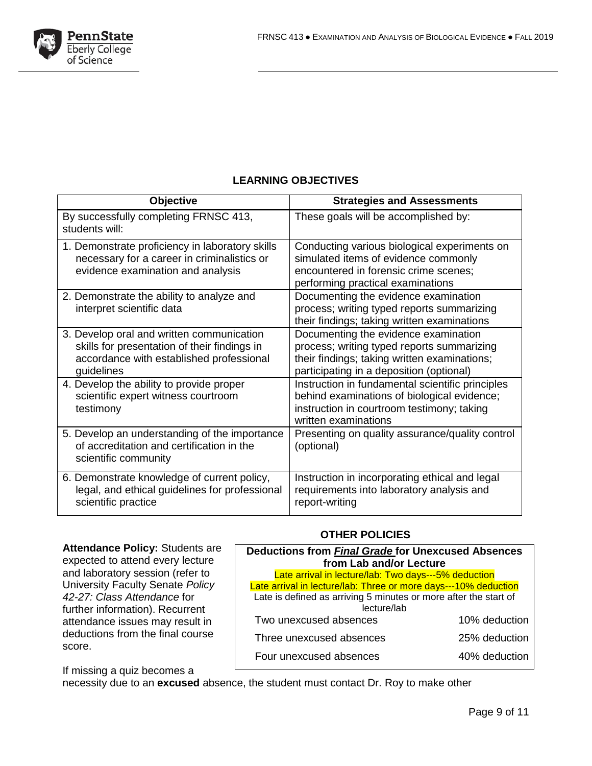## LEARNING OBJECTIVES

| Objective | Strategies and Assessments |
|---|---|
| By successfully completing FRNSC 413, students will: | These goals will be accomplished by: |
| 1. Demonstrate proficiency in laboratory skills necessary for a career in criminalistics or evidence examination and analysis | Conducting various biological experiments on simulated items of evidence commonly encountered in forensic crime scenes; performing practical examinations |
| 2. Demonstrate the ability to analyze and interpret scientific data | Documenting the evidence examination process; writing typed reports summarizing their findings; taking written examinations |
| 3. Develop oral and written communication skills for presentation of their findings in accordance with established professional guidelines | Documenting the evidence examination process; writing typed reports summarizing their findings; taking written examinations; participating in a deposition (optional) |
| 4. Develop the ability to provide proper scientific expert witness courtroom testimony | Instruction in fundamental scientific principles behind examinations of biological evidence; instruction in courtroom testimony; taking written examinations |
| 5. Develop an understanding of the importance of accreditation and certification in the scientific community | Presenting on quality assurance/quality control (optional) |
| 6. Demonstrate knowledge of current policy, legal, and ethical guidelines for professional scientific practice | Instruction in incorporating ethical and legal requirements into laboratory analysis and report-writing |

## OTHER POLICIES

**Attendance Policy:** Students are expected to attend every lecture and laboratory session (refer to University Faculty Senate *Policy 42-27: Class Attendance* for further information). Recurrent attendance issues may result in deductions from the final course score.

| Deductions from ***Final Grade*** for Unexcused Absences from Lab and/or Lecture | |
|---|---|
| Late arrival in lecture/lab: Two days---5% deduction | |
| Late arrival in lecture/lab: Three or more days---10% deduction | |
| Late is defined as arriving 5 minutes or more after the start of lecture/lab | |
| Two unexcused absences | 10% deduction |
| Three unexcused absences | 25% deduction |
| Four unexcused absences | 40% deduction |

If missing a quiz becomes a necessity due to an **excused** absence, the student must contact Dr. Roy to make other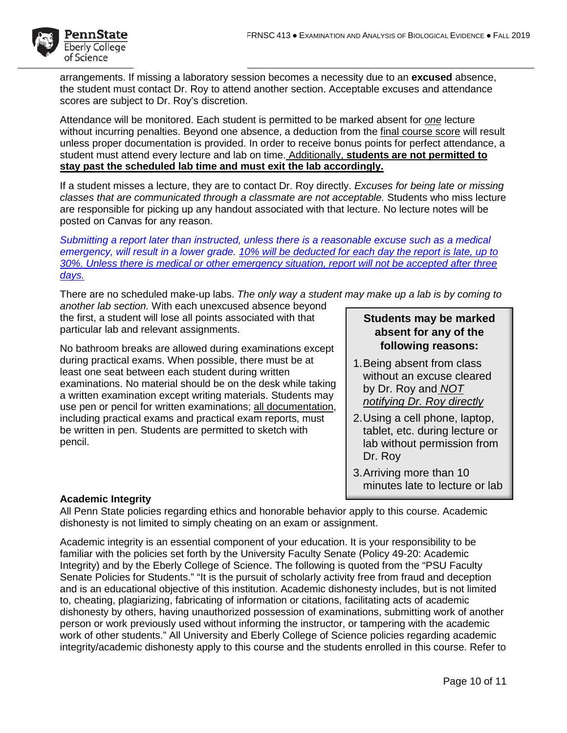arrangements. If missing a laboratory session becomes a necessity due to an **excused** absence, the student must contact Dr. Roy to attend another section. Acceptable excuses and attendance scores are subject to Dr. Roy's discretion.

Attendance will be monitored. Each student is permitted to be marked absent for *one* lecture without incurring penalties. Beyond one absence, a deduction from the final course score will result unless proper documentation is provided. In order to receive bonus points for perfect attendance, a student must attend every lecture and lab on time. Additionally, **students are not permitted to stay past the scheduled lab time and must exit the lab accordingly.**

If a student misses a lecture, they are to contact Dr. Roy directly. *Excuses for being late or missing classes that are communicated through a classmate are not acceptable.* Students who miss lecture are responsible for picking up any handout associated with that lecture. No lecture notes will be posted on Canvas for any reason.

*Submitting a report later than instructed, unless there is a reasonable excuse such as a medical emergency, will result in a lower grade. 10% will be deducted for each day the report is late, up to 30%. Unless there is medical or other emergency situation, report will not be accepted after three days.*

There are no scheduled make-up labs. *The only way a student may make up a lab is by coming to another lab section.* With each unexcused absence beyond the first, a student will lose all points associated with that particular lab and relevant assignments.

No bathroom breaks are allowed during examinations except during practical exams. When possible, there must be at least one seat between each student during written examinations. No material should be on the desk while taking a written examination except writing materials. Students may use pen or pencil for written examinations; all documentation, including practical exams and practical exam reports, must be written in pen. Students are permitted to sketch with pencil.

**Students may be marked absent for any of the following reasons:**

1. Being absent from class without an excuse cleared by Dr. Roy and *NOT notifying Dr. Roy directly*
2. Using a cell phone, laptop, tablet, etc. during lecture or lab without permission from Dr. Roy
3. Arriving more than 10 minutes late to lecture or lab

### Academic Integrity

All Penn State policies regarding ethics and honorable behavior apply to this course. Academic dishonesty is not limited to simply cheating on an exam or assignment.

Academic integrity is an essential component of your education. It is your responsibility to be familiar with the policies set forth by the University Faculty Senate (Policy 49-20: Academic Integrity) and by the Eberly College of Science. The following is quoted from the "PSU Faculty Senate Policies for Students." "It is the pursuit of scholarly activity free from fraud and deception and is an educational objective of this institution. Academic dishonesty includes, but is not limited to, cheating, plagiarizing, fabricating of information or citations, facilitating acts of academic dishonesty by others, having unauthorized possession of examinations, submitting work of another person or work previously used without informing the instructor, or tampering with the academic work of other students." All University and Eberly College of Science policies regarding academic integrity/academic dishonesty apply to this course and the students enrolled in this course. Refer to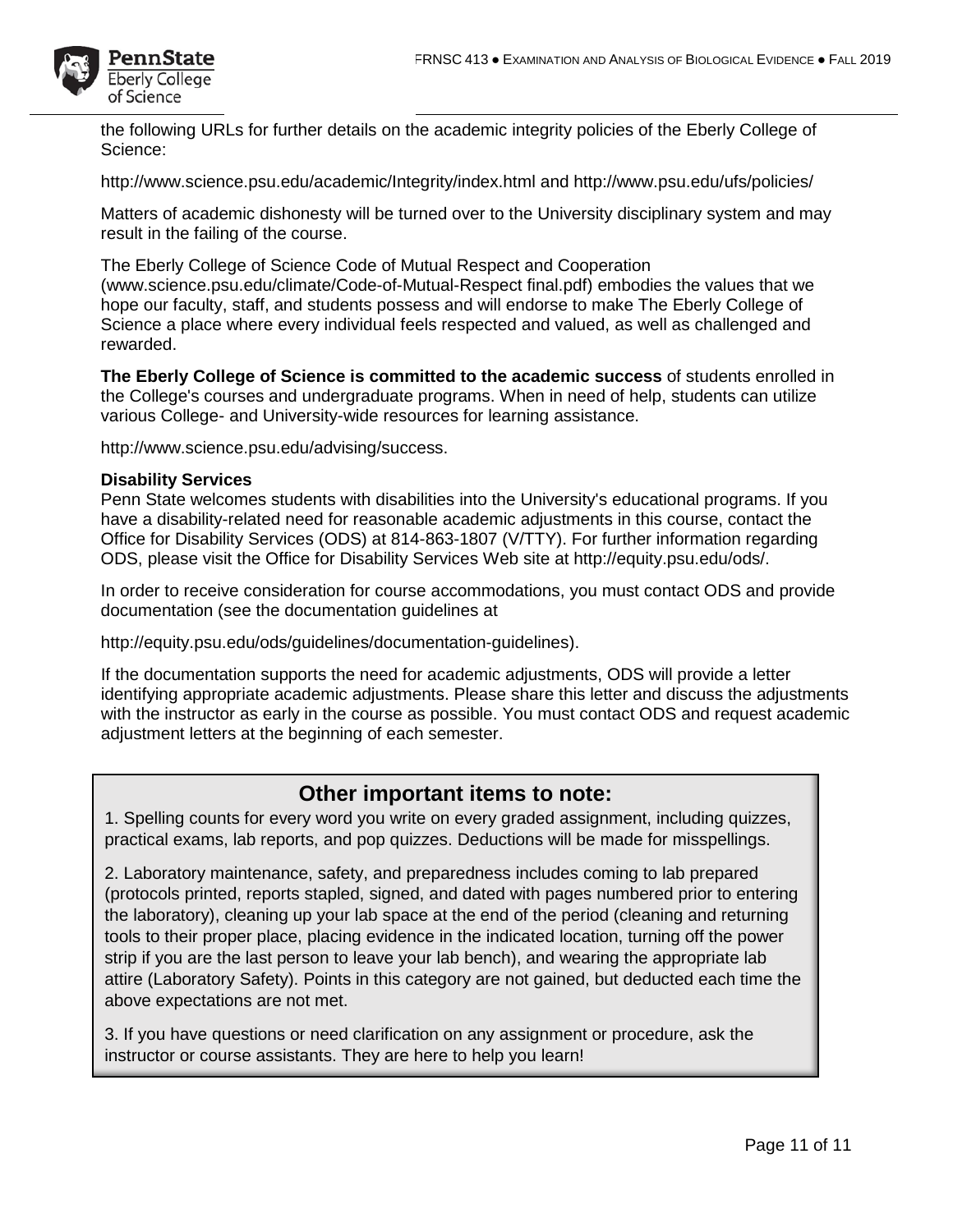the following URLs for further details on the academic integrity policies of the Eberly College of Science:

http://www.science.psu.edu/academic/Integrity/index.html and http://www.psu.edu/ufs/policies/

Matters of academic dishonesty will be turned over to the University disciplinary system and may result in the failing of the course.

The Eberly College of Science Code of Mutual Respect and Cooperation (www.science.psu.edu/climate/Code-of-Mutual-Respect final.pdf) embodies the values that we hope our faculty, staff, and students possess and will endorse to make The Eberly College of Science a place where every individual feels respected and valued, as well as challenged and rewarded.

**The Eberly College of Science is committed to the academic success** of students enrolled in the College's courses and undergraduate programs. When in need of help, students can utilize various College- and University-wide resources for learning assistance.

http://www.science.psu.edu/advising/success.

**Disability Services**

Penn State welcomes students with disabilities into the University's educational programs. If you have a disability-related need for reasonable academic adjustments in this course, contact the Office for Disability Services (ODS) at 814-863-1807 (V/TTY). For further information regarding ODS, please visit the Office for Disability Services Web site at http://equity.psu.edu/ods/.

In order to receive consideration for course accommodations, you must contact ODS and provide documentation (see the documentation guidelines at

http://equity.psu.edu/ods/guidelines/documentation-guidelines).

If the documentation supports the need for academic adjustments, ODS will provide a letter identifying appropriate academic adjustments. Please share this letter and discuss the adjustments with the instructor as early in the course as possible. You must contact ODS and request academic adjustment letters at the beginning of each semester.

## Other important items to note:

1. Spelling counts for every word you write on every graded assignment, including quizzes, practical exams, lab reports, and pop quizzes. Deductions will be made for misspellings.

2. Laboratory maintenance, safety, and preparedness includes coming to lab prepared (protocols printed, reports stapled, signed, and dated with pages numbered prior to entering the laboratory), cleaning up your lab space at the end of the period (cleaning and returning tools to their proper place, placing evidence in the indicated location, turning off the power strip if you are the last person to leave your lab bench), and wearing the appropriate lab attire (Laboratory Safety). Points in this category are not gained, but deducted each time the above expectations are not met.

3. If you have questions or need clarification on any assignment or procedure, ask the instructor or course assistants. They are here to help you learn!